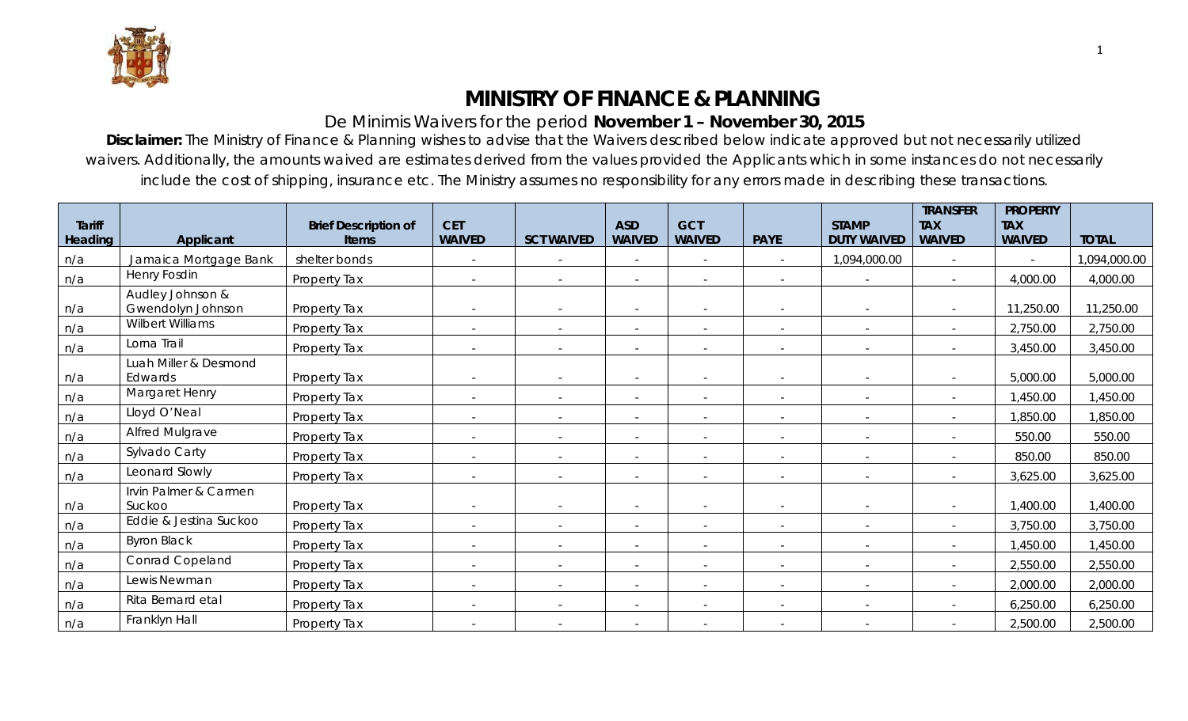# MINISTRY OF FINANCE & PLANNING

De Minimis Waivers for the period **November 1 – November 30, 2015**

**Disclaimer:** The Ministry of Finance & Planning wishes to advise that the Waivers described below indicate approved but not necessarily utilized waivers. Additionally, the amounts waived are estimates derived from the values provided the Applicants which in some instances do not necessarily include the cost of shipping, insurance etc. The Ministry assumes no responsibility for any errors made in describing these transactions.

| Tariff Heading | Applicant | Brief Description of Items | CET WAIVED | SCT WAIVED | ASD WAIVED | GCT WAIVED | PAYE | STAMP DUTY WAIVED | TRANSFER TAX WAIVED | PROPERTY TAX WAIVED | TOTAL |
|---|---|---|---|---|---|---|---|---|---|---|---|
| n/a | Jamaica Mortgage Bank | shelter bonds | - | - | - | - | - | 1,094,000.00 | - | - | 1,094,000.00 |
| n/a | Henry Fosdin | Property Tax | - | - | - | - | - | - | - | 4,000.00 | 4,000.00 |
| n/a | Audley Johnson & Gwendolyn Johnson | Property Tax | - | - | - | - | - | - | - | 11,250.00 | 11,250.00 |
| n/a | Wilbert Williams | Property Tax | - | - | - | - | - | - | - | 2,750.00 | 2,750.00 |
| n/a | Lorna Trail | Property Tax | - | - | - | - | - | - | - | 3,450.00 | 3,450.00 |
| n/a | Luah Miller & Desmond Edwards | Property Tax | - | - | - | - | - | - | - | 5,000.00 | 5,000.00 |
| n/a | Margaret Henry | Property Tax | - | - | - | - | - | - | - | 1,450.00 | 1,450.00 |
| n/a | Lloyd O'Neal | Property Tax | - | - | - | - | - | - | - | 1,850.00 | 1,850.00 |
| n/a | Alfred Mulgrave | Property Tax | - | - | - | - | - | - | - | 550.00 | 550.00 |
| n/a | Sylvado Carty | Property Tax | - | - | - | - | - | - | - | 850.00 | 850.00 |
| n/a | Leonard Slowly | Property Tax | - | - | - | - | - | - | - | 3,625.00 | 3,625.00 |
| n/a | Irvin Palmer & Carmen Suckoo | Property Tax | - | - | - | - | - | - | - | 1,400.00 | 1,400.00 |
| n/a | Eddie & Jestina Suckoo | Property Tax | - | - | - | - | - | - | - | 3,750.00 | 3,750.00 |
| n/a | Byron Black | Property Tax | - | - | - | - | - | - | - | 1,450.00 | 1,450.00 |
| n/a | Conrad Copeland | Property Tax | - | - | - | - | - | - | - | 2,550.00 | 2,550.00 |
| n/a | Lewis Newman | Property Tax | - | - | - | - | - | - | - | 2,000.00 | 2,000.00 |
| n/a | Rita Bernard etal | Property Tax | - | - | - | - | - | - | - | 6,250.00 | 6,250.00 |
| n/a | Franklyn Hall | Property Tax | - | - | - | - | - | - | - | 2,500.00 | 2,500.00 |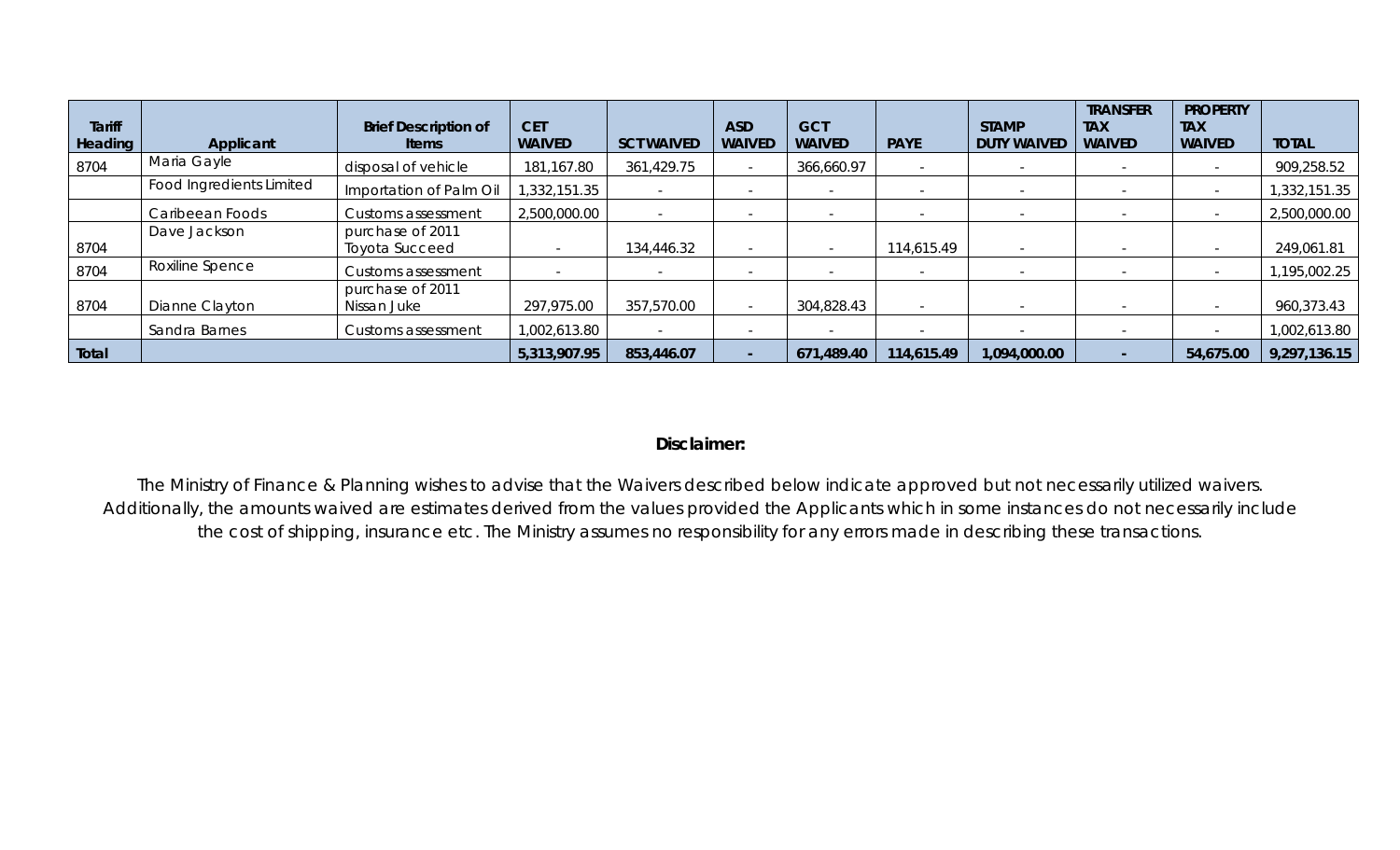| Tariff Heading | Applicant | Brief Description of Items | CET WAIVED | SCT WAIVED | ASD WAIVED | GCT WAIVED | PAYE | STAMP DUTY WAIVED | TRANSFER TAX WAIVED | PROPERTY TAX WAIVED | TOTAL |
|---|---|---|---|---|---|---|---|---|---|---|---|
| 8704 | Maria Gayle | disposal of vehicle | 181,167.80 | 361,429.75 | - | 366,660.97 | - | - | - | - | 909,258.52 |
| | Food Ingredients Limited | Importation of Palm Oil | 1,332,151.35 | - | - | - | - | - | - | - | 1,332,151.35 |
| | Caribeean Foods | Customs assessment | 2,500,000.00 | - | - | - | - | - | - | - | 2,500,000.00 |
| 8704 | Dave Jackson | purchase of 2011 Toyota Succeed | - | 134,446.32 | - | - | 114,615.49 | - | - | - | 249,061.81 |
| 8704 | Roxiline Spence | Customs assessment | - | - | - | - | - | - | - | - | 1,195,002.25 |
| 8704 | Dianne Clayton | purchase of 2011 Nissan Juke | 297,975.00 | 357,570.00 | - | 304,828.43 | - | - | - | - | 960,373.43 |
| | Sandra Barnes | Customs assessment | 1,002,613.80 | - | - | - | - | - | - | - | 1,002,613.80 |
| **Total** | | | **5,313,907.95** | **853,446.07** | **-** | **671,489.40** | **114,615.49** | **1,094,000.00** | **-** | **54,675.00** | **9,297,136.15** |

**Disclaimer:**

The Ministry of Finance & Planning wishes to advise that the Waivers described below indicate approved but not necessarily utilized waivers. Additionally, the amounts waived are estimates derived from the values provided the Applicants which in some instances do not necessarily include the cost of shipping, insurance etc. The Ministry assumes no responsibility for any errors made in describing these transactions.